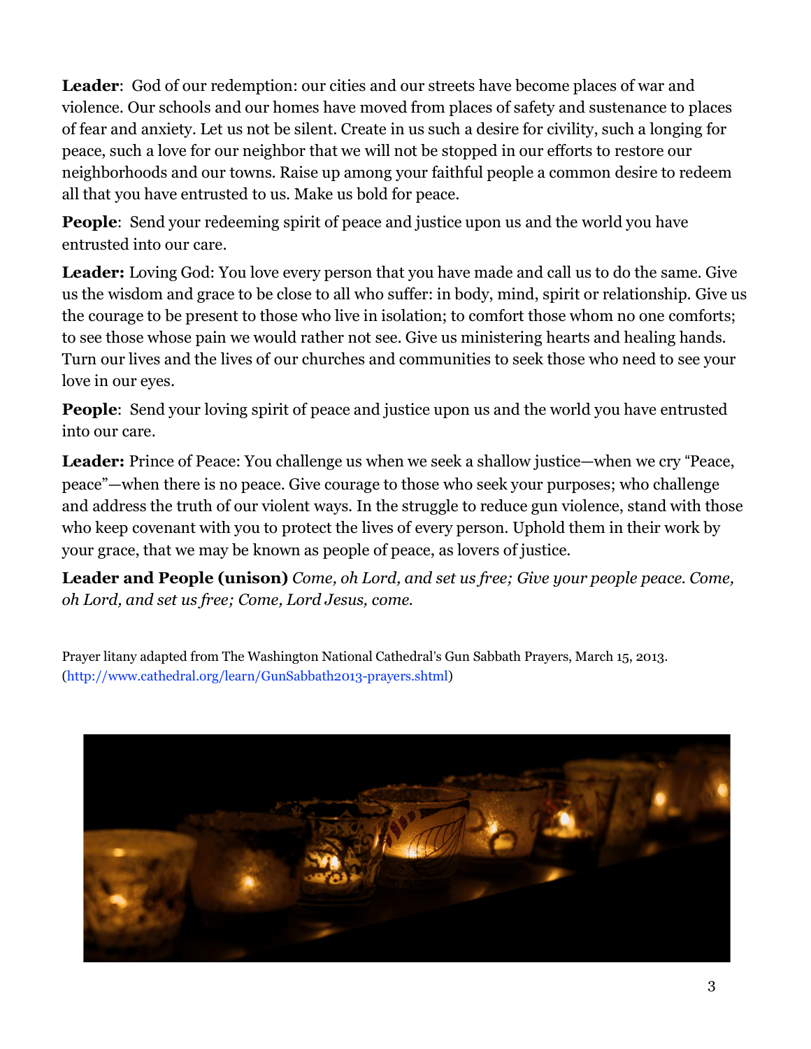**Leader**: God of our redemption: our cities and our streets have become places of war and violence. Our schools and our homes have moved from places of safety and sustenance to places of fear and anxiety. Let us not be silent. Create in us such a desire for civility, such a longing for peace, such a love for our neighbor that we will not be stopped in our efforts to restore our neighborhoods and our towns. Raise up among your faithful people a common desire to redeem all that you have entrusted to us. Make us bold for peace.

**People**: Send your redeeming spirit of peace and justice upon us and the world you have entrusted into our care.

**Leader:** Loving God: You love every person that you have made and call us to do the same. Give us the wisdom and grace to be close to all who suffer: in body, mind, spirit or relationship. Give us the courage to be present to those who live in isolation; to comfort those whom no one comforts; to see those whose pain we would rather not see. Give us ministering hearts and healing hands. Turn our lives and the lives of our churches and communities to seek those who need to see your love in our eyes.

**People**: Send your loving spirit of peace and justice upon us and the world you have entrusted into our care.

**Leader:** Prince of Peace: You challenge us when we seek a shallow justice—when we cry "Peace, peace"—when there is no peace. Give courage to those who seek your purposes; who challenge and address the truth of our violent ways. In the struggle to reduce gun violence, stand with those who keep covenant with you to protect the lives of every person. Uphold them in their work by your grace, that we may be known as people of peace, as lovers of justice.

**Leader and People (unison)** *Come, oh Lord, and set us free; Give your people peace. Come, oh Lord, and set us free; Come, Lord Jesus, come.*

Prayer litany adapted from The Washington National Cathedral's Gun Sabbath Prayers, March 15, 2013. (http://www.cathedral.org/learn/GunSabbath2013-prayers.shtml)